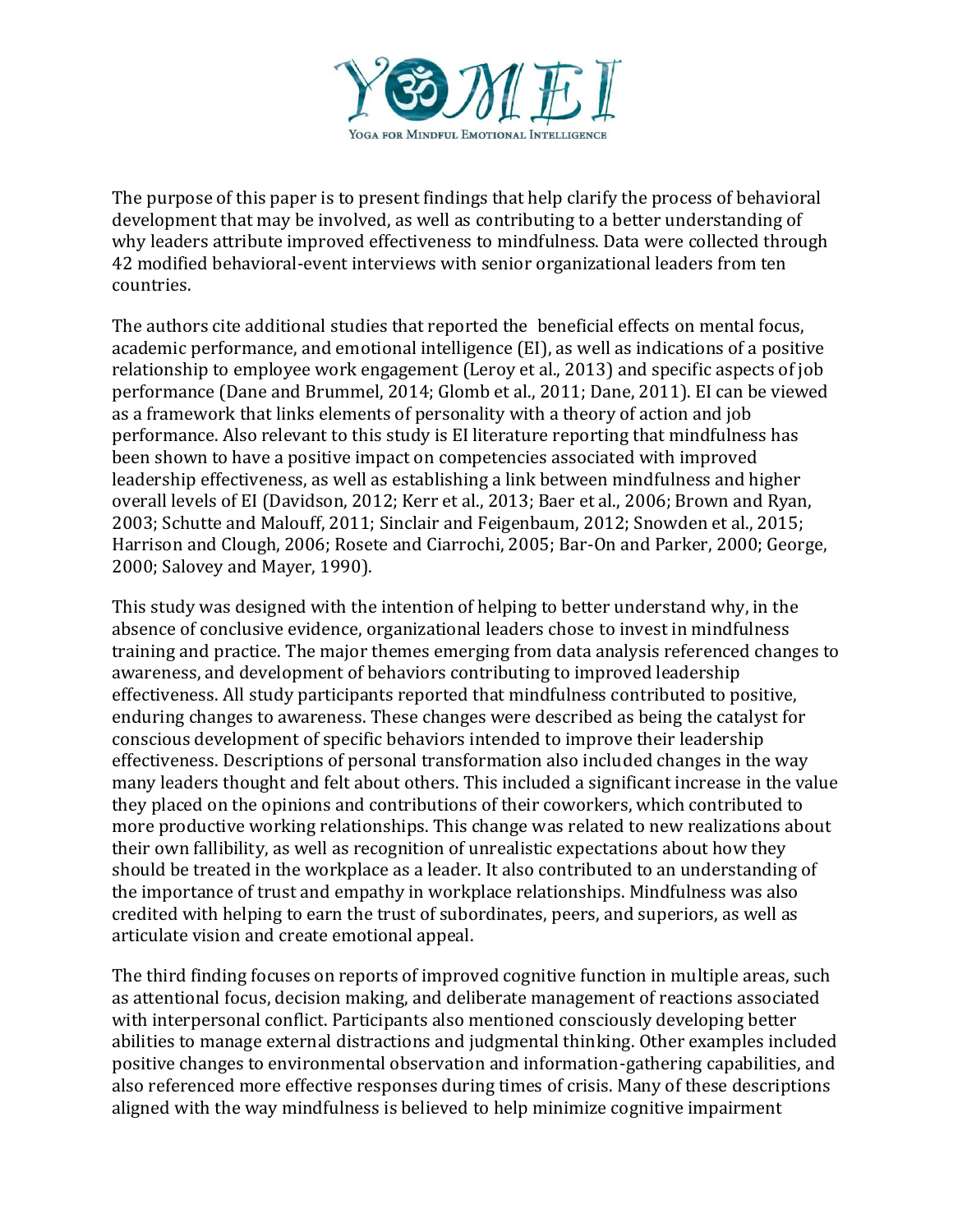The purpose of this paper is to present findings that help clarify the process of behavioral development that may be involved, as well as contributing to a better understanding of why leaders attribute improved effectiveness to mindfulness. Data were collected through 42 modified behavioral-event interviews with senior organizational leaders from ten countries.

The authors cite additional studies that reported the beneficial effects on mental focus, academic performance, and emotional intelligence (EI), as well as indications of a positive relationship to employee work engagement (Leroy et al., 2013) and specific aspects of job performance (Dane and Brummel, 2014; Glomb et al., 2011; Dane, 2011). EI can be viewed as a framework that links elements of personality with a theory of action and job performance. Also relevant to this study is EI literature reporting that mindfulness has been shown to have a positive impact on competencies associated with improved leadership effectiveness, as well as establishing a link between mindfulness and higher overall levels of EI (Davidson, 2012; Kerr et al., 2013; Baer et al., 2006; Brown and Ryan, 2003; Schutte and Malouff, 2011; Sinclair and Feigenbaum, 2012; Snowden et al., 2015; Harrison and Clough, 2006; Rosete and Ciarrochi, 2005; Bar-On and Parker, 2000; George, 2000; Salovey and Mayer, 1990).

This study was designed with the intention of helping to better understand why, in the absence of conclusive evidence, organizational leaders chose to invest in mindfulness training and practice. The major themes emerging from data analysis referenced changes to awareness, and development of behaviors contributing to improved leadership effectiveness. All study participants reported that mindfulness contributed to positive, enduring changes to awareness. These changes were described as being the catalyst for conscious development of specific behaviors intended to improve their leadership effectiveness. Descriptions of personal transformation also included changes in the way many leaders thought and felt about others. This included a significant increase in the value they placed on the opinions and contributions of their coworkers, which contributed to more productive working relationships. This change was related to new realizations about their own fallibility, as well as recognition of unrealistic expectations about how they should be treated in the workplace as a leader. It also contributed to an understanding of the importance of trust and empathy in workplace relationships. Mindfulness was also credited with helping to earn the trust of subordinates, peers, and superiors, as well as articulate vision and create emotional appeal.

The third finding focuses on reports of improved cognitive function in multiple areas, such as attentional focus, decision making, and deliberate management of reactions associated with interpersonal conflict. Participants also mentioned consciously developing better abilities to manage external distractions and judgmental thinking. Other examples included positive changes to environmental observation and information-gathering capabilities, and also referenced more effective responses during times of crisis. Many of these descriptions aligned with the way mindfulness is believed to help minimize cognitive impairment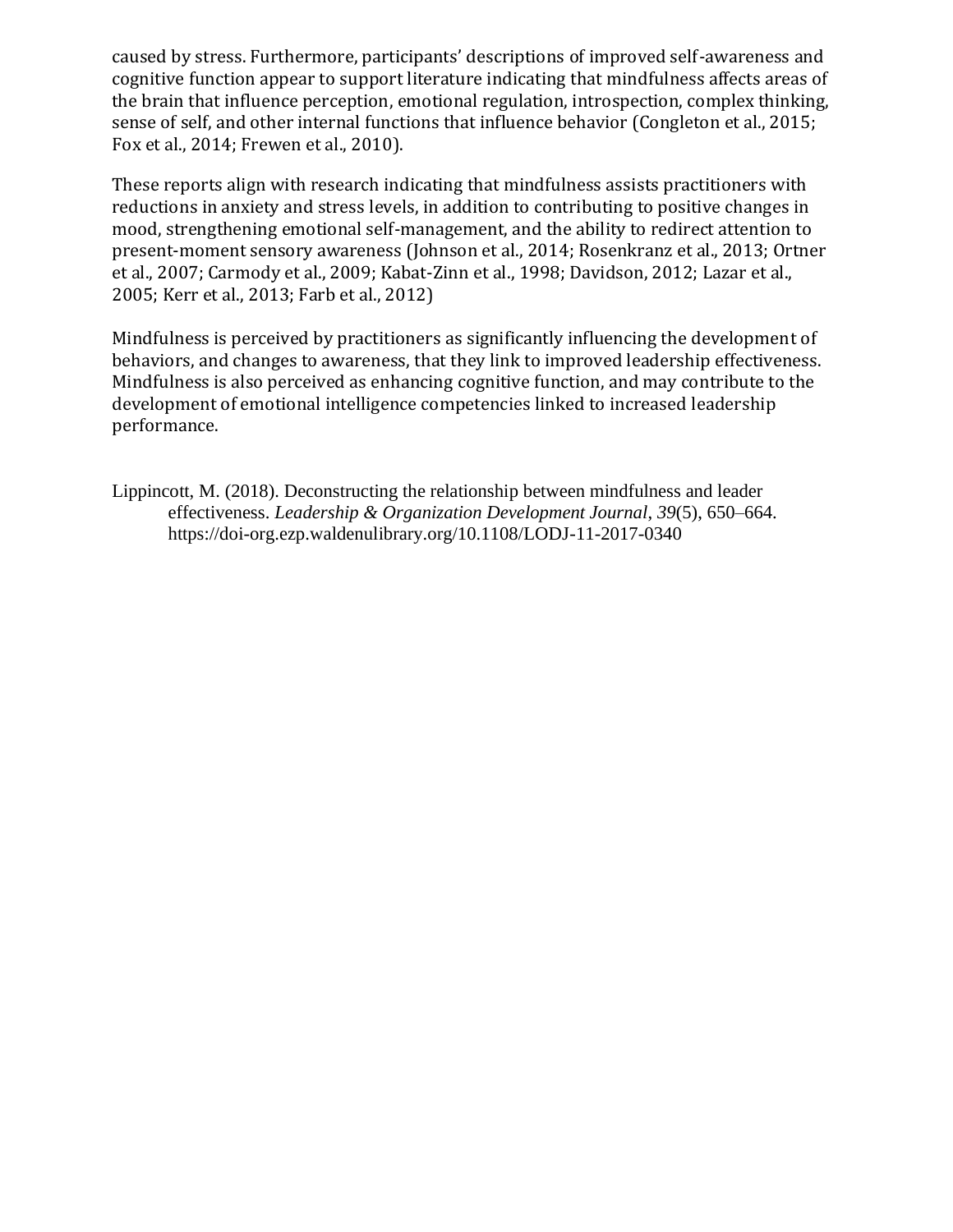caused by stress. Furthermore, participants' descriptions of improved self-awareness and cognitive function appear to support literature indicating that mindfulness affects areas of the brain that influence perception, emotional regulation, introspection, complex thinking, sense of self, and other internal functions that influence behavior (Congleton et al., 2015; Fox et al., 2014; Frewen et al., 2010).

These reports align with research indicating that mindfulness assists practitioners with reductions in anxiety and stress levels, in addition to contributing to positive changes in mood, strengthening emotional self-management, and the ability to redirect attention to present-moment sensory awareness (Johnson et al., 2014; Rosenkranz et al., 2013; Ortner et al., 2007; Carmody et al., 2009; Kabat-Zinn et al., 1998; Davidson, 2012; Lazar et al., 2005; Kerr et al., 2013; Farb et al., 2012)

Mindfulness is perceived by practitioners as significantly influencing the development of behaviors, and changes to awareness, that they link to improved leadership effectiveness. Mindfulness is also perceived as enhancing cognitive function, and may contribute to the development of emotional intelligence competencies linked to increased leadership performance.

Lippincott, M. (2018). Deconstructing the relationship between mindfulness and leader effectiveness. *Leadership & Organization Development Journal*, *39*(5), 650–664. https://doi-org.ezp.waldenulibrary.org/10.1108/LODJ-11-2017-0340